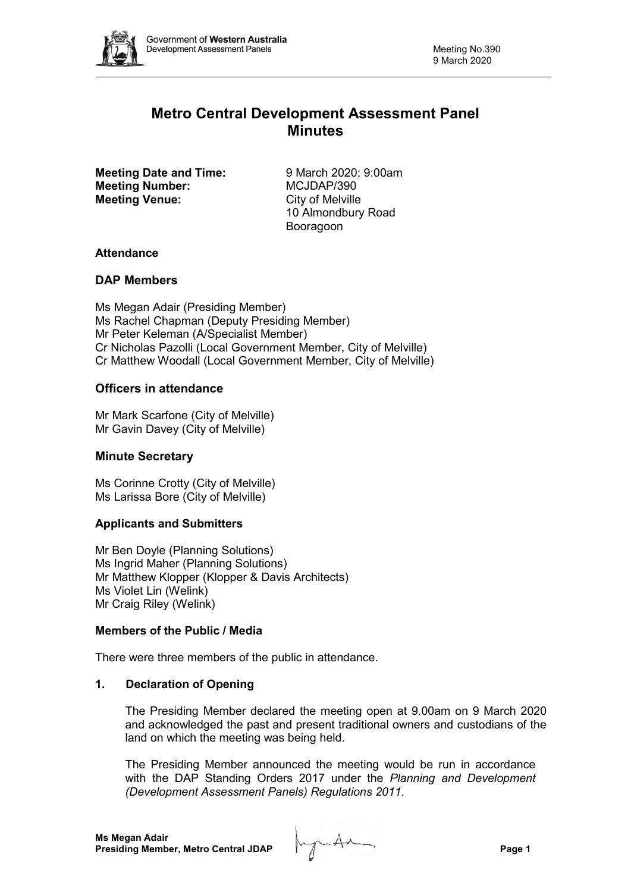# Metro Central Development Assessment Panel Minutes

**Meeting Date and Time:** 9 March 2020; 9:00am
**Meeting Number:** MCJDAP/390
**Meeting Venue:** City of Melville
10 Almondbury Road
Booragoon

## Attendance

### DAP Members

Ms Megan Adair (Presiding Member)
Ms Rachel Chapman (Deputy Presiding Member)
Mr Peter Keleman (A/Specialist Member)
Cr Nicholas Pazolli (Local Government Member, City of Melville)
Cr Matthew Woodall (Local Government Member, City of Melville)

### Officers in attendance

Mr Mark Scarfone (City of Melville)
Mr Gavin Davey (City of Melville)

### Minute Secretary

Ms Corinne Crotty (City of Melville)
Ms Larissa Bore (City of Melville)

### Applicants and Submitters

Mr Ben Doyle (Planning Solutions)
Ms Ingrid Maher (Planning Solutions)
Mr Matthew Klopper (Klopper & Davis Architects)
Ms Violet Lin (Welink)
Mr Craig Riley (Welink)

### Members of the Public / Media

There were three members of the public in attendance.

## 1. Declaration of Opening

The Presiding Member declared the meeting open at 9.00am on 9 March 2020 and acknowledged the past and present traditional owners and custodians of the land on which the meeting was being held.

The Presiding Member announced the meeting would be run in accordance with the DAP Standing Orders 2017 under the *Planning and Development (Development Assessment Panels) Regulations 2011*.

**Ms Megan Adair**
**Presiding Member, Metro Central JDAP**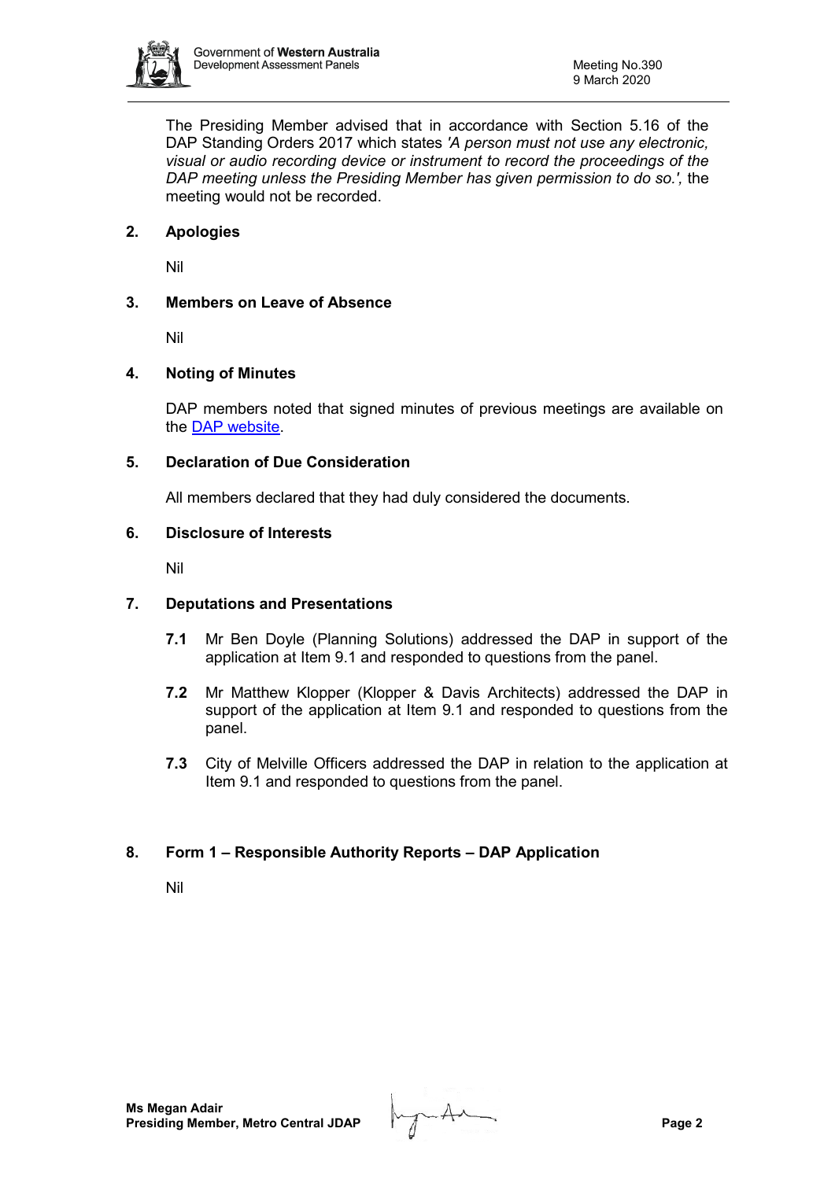The Presiding Member advised that in accordance with Section 5.16 of the DAP Standing Orders 2017 which states *'A person must not use any electronic, visual or audio recording device or instrument to record the proceedings of the DAP meeting unless the Presiding Member has given permission to do so.',* the meeting would not be recorded.

## 2. Apologies

Nil

## 3. Members on Leave of Absence

Nil

## 4. Noting of Minutes

DAP members noted that signed minutes of previous meetings are available on the [DAP website](#).

## 5. Declaration of Due Consideration

All members declared that they had duly considered the documents.

## 6. Disclosure of Interests

Nil

## 7. Deputations and Presentations

**7.1** Mr Ben Doyle (Planning Solutions) addressed the DAP in support of the application at Item 9.1 and responded to questions from the panel.

**7.2** Mr Matthew Klopper (Klopper & Davis Architects) addressed the DAP in support of the application at Item 9.1 and responded to questions from the panel.

**7.3** City of Melville Officers addressed the DAP in relation to the application at Item 9.1 and responded to questions from the panel.

## 8. Form 1 – Responsible Authority Reports – DAP Application

Nil

**Ms Megan Adair**
**Presiding Member, Metro Central JDAP**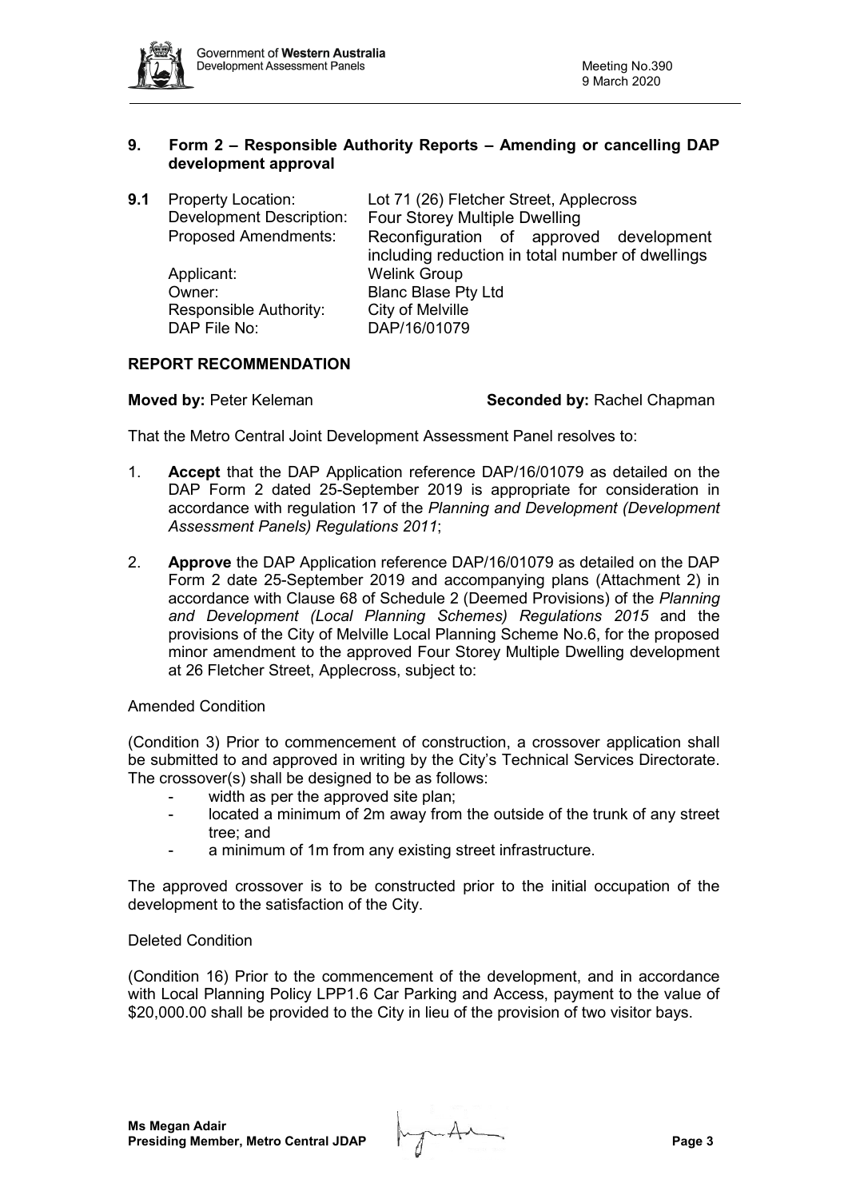## 9. Form 2 – Responsible Authority Reports – Amending or cancelling DAP development approval

**9.1** Property Location: Lot 71 (26) Fletcher Street, Applecross
Development Description: Four Storey Multiple Dwelling
Proposed Amendments: Reconfiguration of approved development including reduction in total number of dwellings
Applicant: Welink Group
Owner: Blanc Blase Pty Ltd
Responsible Authority: City of Melville
DAP File No: DAP/16/01079

### REPORT RECOMMENDATION

**Moved by:** Peter Keleman **Seconded by:** Rachel Chapman

That the Metro Central Joint Development Assessment Panel resolves to:

1. **Accept** that the DAP Application reference DAP/16/01079 as detailed on the DAP Form 2 dated 25-September 2019 is appropriate for consideration in accordance with regulation 17 of the *Planning and Development (Development Assessment Panels) Regulations 2011*;

2. **Approve** the DAP Application reference DAP/16/01079 as detailed on the DAP Form 2 date 25-September 2019 and accompanying plans (Attachment 2) in accordance with Clause 68 of Schedule 2 (Deemed Provisions) of the *Planning and Development (Local Planning Schemes) Regulations 2015* and the provisions of the City of Melville Local Planning Scheme No.6, for the proposed minor amendment to the approved Four Storey Multiple Dwelling development at 26 Fletcher Street, Applecross, subject to:

Amended Condition

(Condition 3) Prior to commencement of construction, a crossover application shall be submitted to and approved in writing by the City's Technical Services Directorate. The crossover(s) shall be designed to be as follows:

- width as per the approved site plan;
- located a minimum of 2m away from the outside of the trunk of any street tree; and
- a minimum of 1m from any existing street infrastructure.

The approved crossover is to be constructed prior to the initial occupation of the development to the satisfaction of the City.

Deleted Condition

(Condition 16) Prior to the commencement of the development, and in accordance with Local Planning Policy LPP1.6 Car Parking and Access, payment to the value of $20,000.00 shall be provided to the City in lieu of the provision of two visitor bays.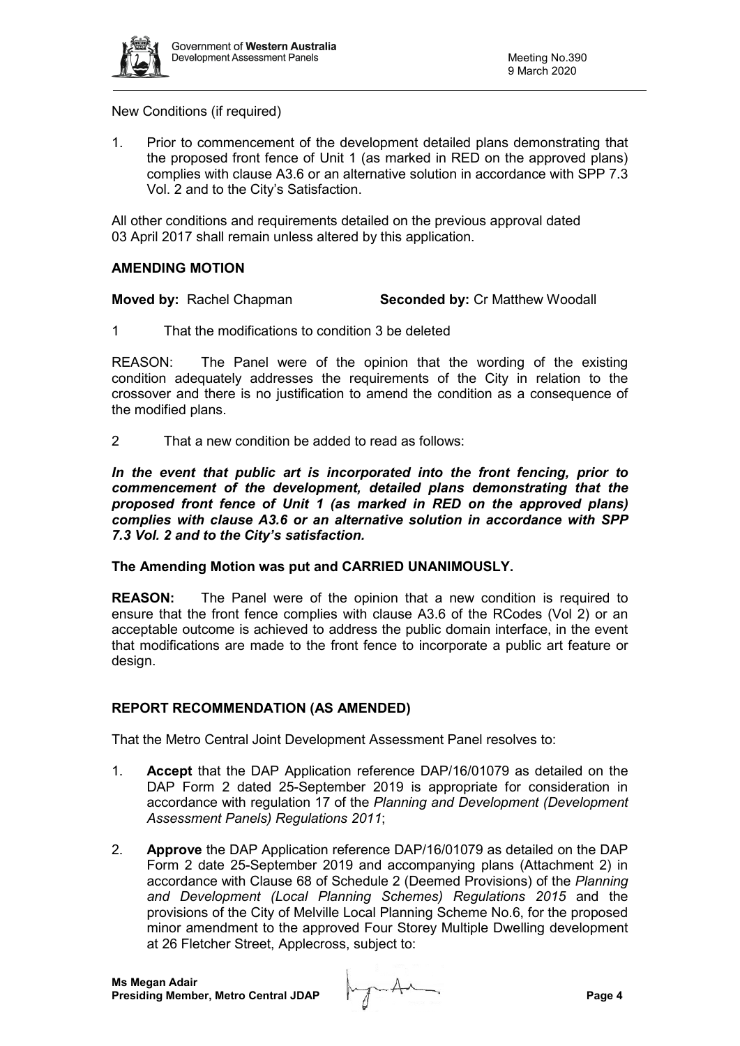New Conditions (if required)

1. Prior to commencement of the development detailed plans demonstrating that the proposed front fence of Unit 1 (as marked in RED on the approved plans) complies with clause A3.6 or an alternative solution in accordance with SPP 7.3 Vol. 2 and to the City's Satisfaction.

All other conditions and requirements detailed on the previous approval dated 03 April 2017 shall remain unless altered by this application.

## AMENDING MOTION

**Moved by:** Rachel Chapman **Seconded by:** Cr Matthew Woodall

1 That the modifications to condition 3 be deleted

REASON: The Panel were of the opinion that the wording of the existing condition adequately addresses the requirements of the City in relation to the crossover and there is no justification to amend the condition as a consequence of the modified plans.

2 That a new condition be added to read as follows:

***In the event that public art is incorporated into the front fencing, prior to commencement of the development, detailed plans demonstrating that the proposed front fence of Unit 1 (as marked in RED on the approved plans) complies with clause A3.6 or an alternative solution in accordance with SPP 7.3 Vol. 2 and to the City's satisfaction.***

**The Amending Motion was put and CARRIED UNANIMOUSLY.**

**REASON:** The Panel were of the opinion that a new condition is required to ensure that the front fence complies with clause A3.6 of the RCodes (Vol 2) or an acceptable outcome is achieved to address the public domain interface, in the event that modifications are made to the front fence to incorporate a public art feature or design.

## REPORT RECOMMENDATION (AS AMENDED)

That the Metro Central Joint Development Assessment Panel resolves to:

1. **Accept** that the DAP Application reference DAP/16/01079 as detailed on the DAP Form 2 dated 25-September 2019 is appropriate for consideration in accordance with regulation 17 of the *Planning and Development (Development Assessment Panels) Regulations 2011*;

2. **Approve** the DAP Application reference DAP/16/01079 as detailed on the DAP Form 2 date 25-September 2019 and accompanying plans (Attachment 2) in accordance with Clause 68 of Schedule 2 (Deemed Provisions) of the *Planning and Development (Local Planning Schemes) Regulations 2015* and the provisions of the City of Melville Local Planning Scheme No.6, for the proposed minor amendment to the approved Four Storey Multiple Dwelling development at 26 Fletcher Street, Applecross, subject to: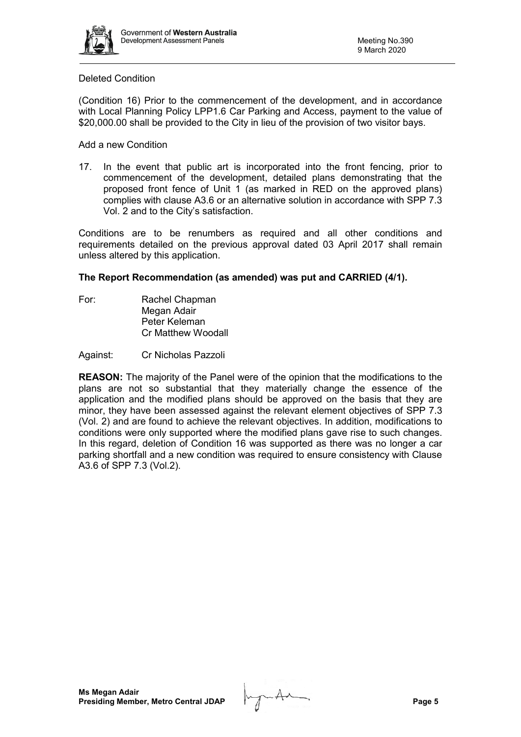Deleted Condition

(Condition 16) Prior to the commencement of the development, and in accordance with Local Planning Policy LPP1.6 Car Parking and Access, payment to the value of $20,000.00 shall be provided to the City in lieu of the provision of two visitor bays.

Add a new Condition

17. In the event that public art is incorporated into the front fencing, prior to commencement of the development, detailed plans demonstrating that the proposed front fence of Unit 1 (as marked in RED on the approved plans) complies with clause A3.6 or an alternative solution in accordance with SPP 7.3 Vol. 2 and to the City's satisfaction.

Conditions are to be renumbers as required and all other conditions and requirements detailed on the previous approval dated 03 April 2017 shall remain unless altered by this application.

**The Report Recommendation (as amended) was put and CARRIED (4/1).**

For: Rachel Chapman
Megan Adair
Peter Keleman
Cr Matthew Woodall

Against: Cr Nicholas Pazzoli

**REASON:** The majority of the Panel were of the opinion that the modifications to the plans are not so substantial that they materially change the essence of the application and the modified plans should be approved on the basis that they are minor, they have been assessed against the relevant element objectives of SPP 7.3 (Vol. 2) and are found to achieve the relevant objectives. In addition, modifications to conditions were only supported where the modified plans gave rise to such changes. In this regard, deletion of Condition 16 was supported as there was no longer a car parking shortfall and a new condition was required to ensure consistency with Clause A3.6 of SPP 7.3 (Vol.2).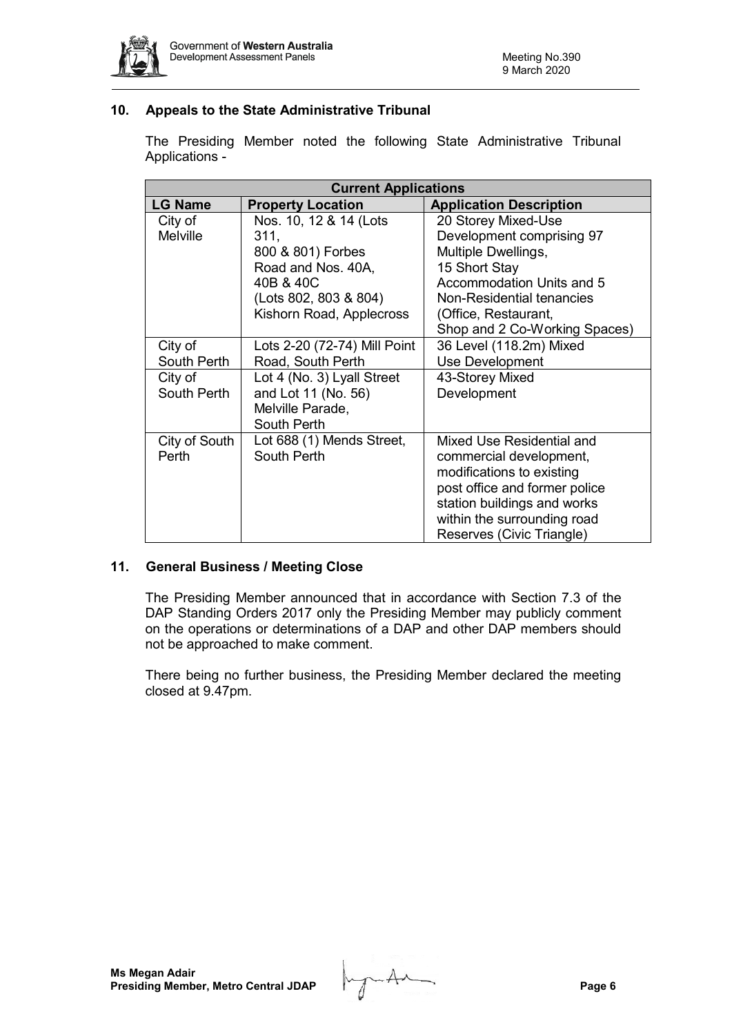## 10. Appeals to the State Administrative Tribunal

The Presiding Member noted the following State Administrative Tribunal Applications -

| Current Applications | | |
|---|---|---|
| **LG Name** | **Property Location** | **Application Description** |
| City of Melville | Nos. 10, 12 & 14 (Lots 311, 800 & 801) Forbes Road and Nos. 40A, 40B & 40C (Lots 802, 803 & 804) Kishorn Road, Applecross | 20 Storey Mixed-Use Development comprising 97 Multiple Dwellings, 15 Short Stay Accommodation Units and 5 Non-Residential tenancies (Office, Restaurant, Shop and 2 Co-Working Spaces) |
| City of South Perth | Lots 2-20 (72-74) Mill Point Road, South Perth | 36 Level (118.2m) Mixed Use Development |
| City of South Perth | Lot 4 (No. 3) Lyall Street and Lot 11 (No. 56) Melville Parade, South Perth | 43-Storey Mixed Development |
| City of South Perth | Lot 688 (1) Mends Street, South Perth | Mixed Use Residential and commercial development, modifications to existing post office and former police station buildings and works within the surrounding road Reserves (Civic Triangle) |

## 11. General Business / Meeting Close

The Presiding Member announced that in accordance with Section 7.3 of the DAP Standing Orders 2017 only the Presiding Member may publicly comment on the operations or determinations of a DAP and other DAP members should not be approached to make comment.

There being no further business, the Presiding Member declared the meeting closed at 9.47pm.

**Ms Megan Adair**
**Presiding Member, Metro Central JDAP**